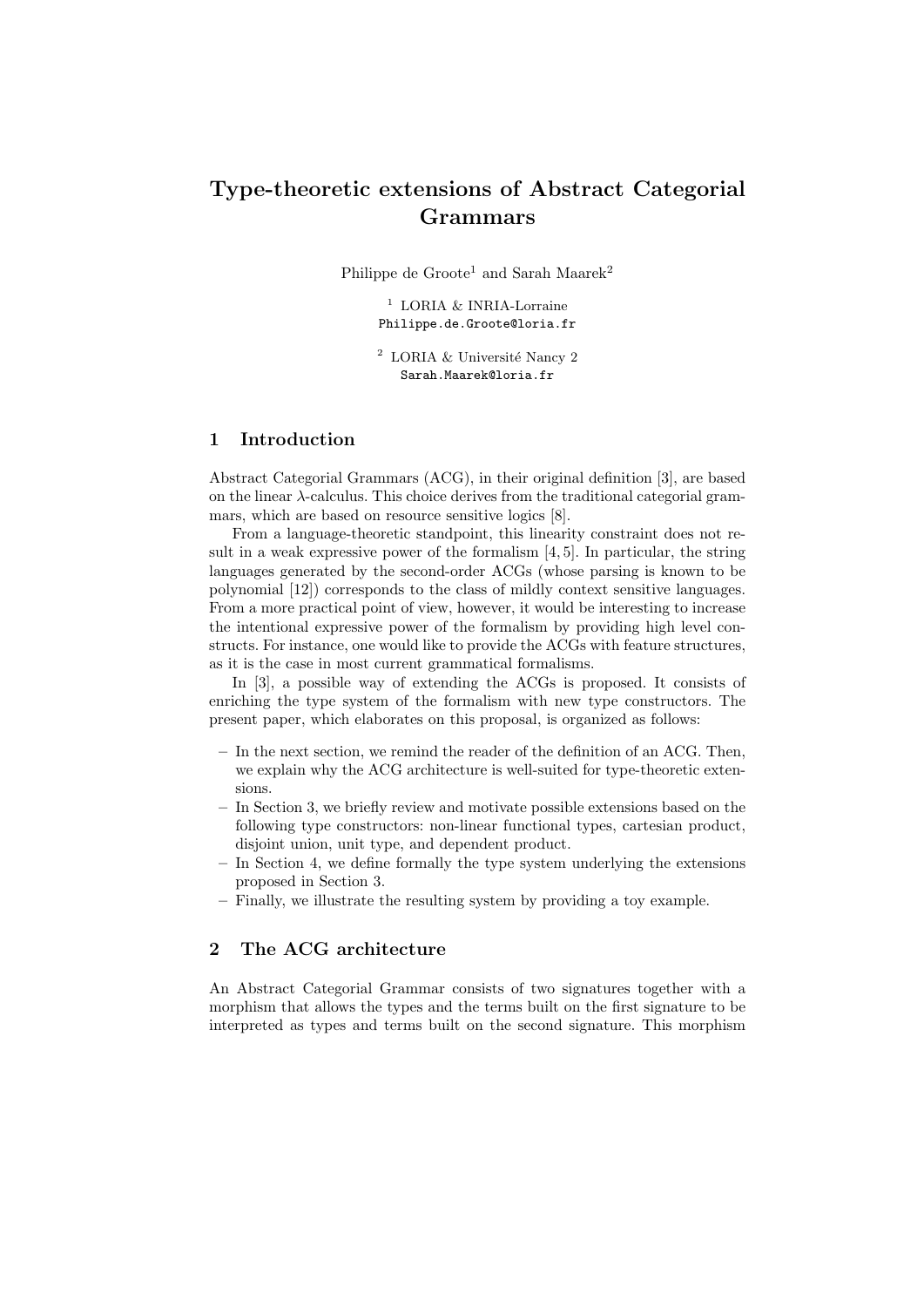# Type-theoretic extensions of Abstract Categorial Grammars

Philippe de Groote[1] and Sarah Maarek[2]

[1] LORIA & INRIA-Lorraine
Philippe.de.Groote@loria.fr

[2] LORIA & Université Nancy 2
Sarah.Maarek@loria.fr

## 1 Introduction

Abstract Categorial Grammars (ACG), in their original definition [3], are based on the linear $\lambda$-calculus. This choice derives from the traditional categorial grammars, which are based on resource sensitive logics [8].

From a language-theoretic standpoint, this linearity constraint does not result in a weak expressive power of the formalism [4, 5]. In particular, the string languages generated by the second-order ACGs (whose parsing is known to be polynomial [12]) corresponds to the class of mildly context sensitive languages. From a more practical point of view, however, it would be interesting to increase the intentional expressive power of the formalism by providing high level constructs. For instance, one would like to provide the ACGs with feature structures, as it is the case in most current grammatical formalisms.

In [3], a possible way of extending the ACGs is proposed. It consists of enriching the type system of the formalism with new type constructors. The present paper, which elaborates on this proposal, is organized as follows:

- In the next section, we remind the reader of the definition of an ACG. Then, we explain why the ACG architecture is well-suited for type-theoretic extensions.
- In Section 3, we briefly review and motivate possible extensions based on the following type constructors: non-linear functional types, cartesian product, disjoint union, unit type, and dependent product.
- In Section 4, we define formally the type system underlying the extensions proposed in Section 3.
- Finally, we illustrate the resulting system by providing a toy example.

## 2 The ACG architecture

An Abstract Categorial Grammar consists of two signatures together with a morphism that allows the types and the terms built on the first signature to be interpreted as types and terms built on the second signature. This morphism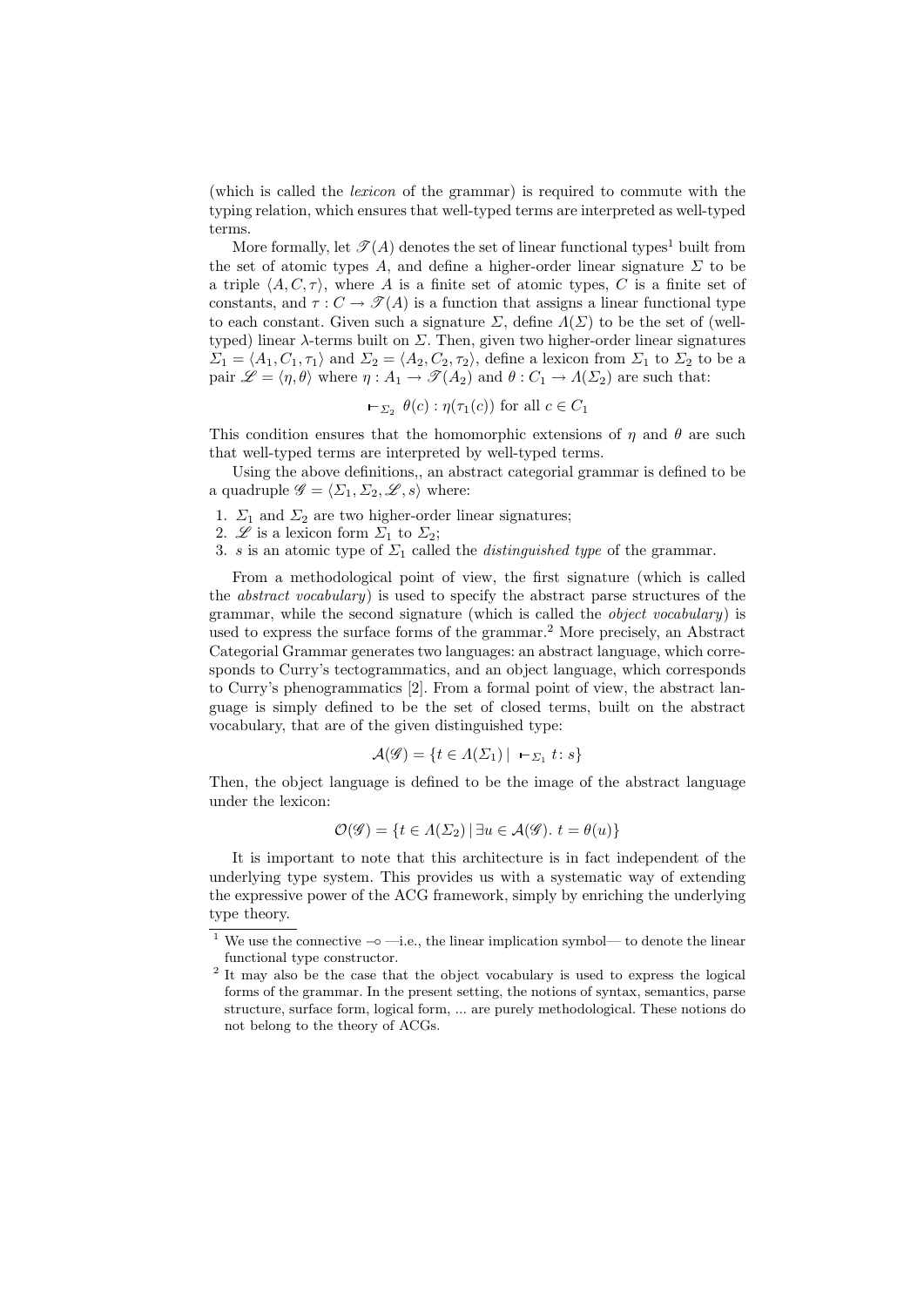(which is called the *lexicon* of the grammar) is required to commute with the typing relation, which ensures that well-typed terms are interpreted as well-typed terms.

More formally, let $\mathscr{T}(A)$ denotes the set of linear functional types[1] built from the set of atomic types $A$, and define a higher-order linear signature $\Sigma$ to be a triple $\langle A, C, \tau \rangle$, where $A$ is a finite set of atomic types, $C$ is a finite set of constants, and $\tau : C \rightarrow \mathscr{T}(A)$ is a function that assigns a linear functional type to each constant. Given such a signature $\Sigma$, define $\Lambda(\Sigma)$ to be the set of (well-typed) linear $\lambda$-terms built on $\Sigma$. Then, given two higher-order linear signatures $\Sigma_1 = \langle A_1, C_1, \tau_1 \rangle$ and $\Sigma_2 = \langle A_2, C_2, \tau_2 \rangle$, define a lexicon from $\Sigma_1$ to $\Sigma_2$ to be a pair $\mathscr{L} = \langle \eta, \theta \rangle$ where $\eta : A_1 \rightarrow \mathscr{T}(A_2)$ and $\theta : C_1 \rightarrow \Lambda(\Sigma_2)$ are such that:

$$\vdash_{\Sigma_2} \theta(c) : \eta(\tau_1(c)) \text{ for all } c \in C_1$$

This condition ensures that the homomorphic extensions of $\eta$ and $\theta$ are such that well-typed terms are interpreted by well-typed terms.

Using the above definitions,, an abstract categorial grammar is defined to be a quadruple $\mathscr{G} = \langle \Sigma_1, \Sigma_2, \mathscr{L}, s \rangle$ where:

1. $\Sigma_1$ and $\Sigma_2$ are two higher-order linear signatures;
2. $\mathscr{L}$ is a lexicon form $\Sigma_1$ to $\Sigma_2$;
3. $s$ is an atomic type of $\Sigma_1$ called the *distinguished type* of the grammar.

From a methodological point of view, the first signature (which is called the *abstract vocabulary*) is used to specify the abstract parse structures of the grammar, while the second signature (which is called the *object vocabulary*) is used to express the surface forms of the grammar.[2] More precisely, an Abstract Categorial Grammar generates two languages: an abstract language, which corresponds to Curry's tectogrammatics, and an object language, which corresponds to Curry's phenogrammatics [2]. From a formal point of view, the abstract language is simply defined to be the set of closed terms, built on the abstract vocabulary, that are of the given distinguished type:

$$\mathcal{A}(\mathscr{G}) = \{ t \in \Lambda(\Sigma_1) \mid \ \vdash_{\Sigma_1} t \colon s \}$$

Then, the object language is defined to be the image of the abstract language under the lexicon:

$$\mathcal{O}(\mathscr{G}) = \{ t \in \Lambda(\Sigma_2) \mid \exists u \in \mathcal{A}(\mathscr{G}).\ t = \theta(u) \}$$

It is important to note that this architecture is in fact independent of the underlying type system. This provides us with a systematic way of extending the expressive power of the ACG framework, simply by enriching the underlying type theory.

[1] We use the connective $\multimap$ —i.e., the linear implication symbol— to denote the linear functional type constructor.

[2] It may also be the case that the object vocabulary is used to express the logical forms of the grammar. In the present setting, the notions of syntax, semantics, parse structure, surface form, logical form, ... are purely methodological. These notions do not belong to the theory of ACGs.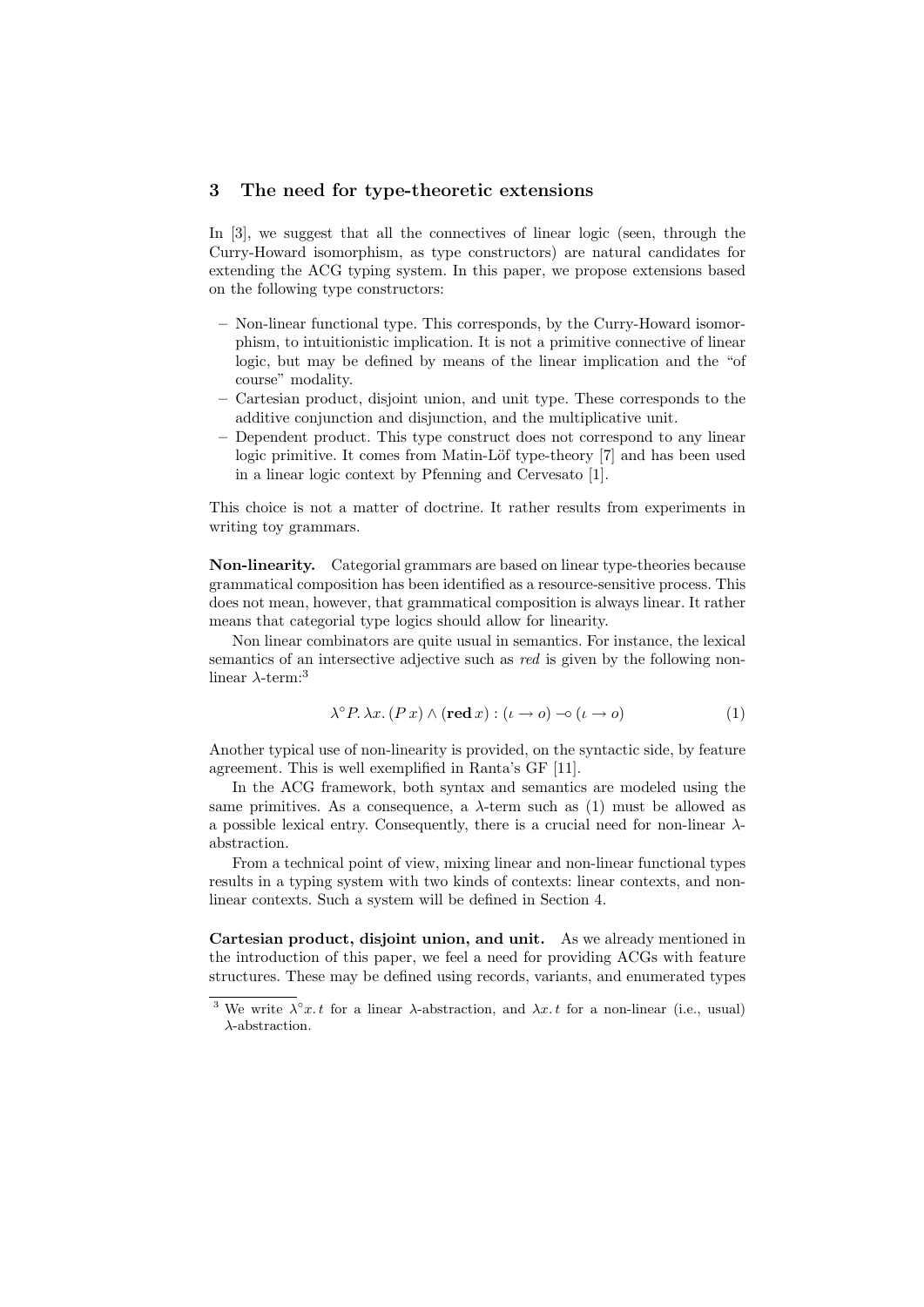## 3 The need for type-theoretic extensions

In [3], we suggest that all the connectives of linear logic (seen, through the Curry-Howard isomorphism, as type constructors) are natural candidates for extending the ACG typing system. In this paper, we propose extensions based on the following type constructors:

- Non-linear functional type. This corresponds, by the Curry-Howard isomorphism, to intuitionistic implication. It is not a primitive connective of linear logic, but may be defined by means of the linear implication and the "of course" modality.
- Cartesian product, disjoint union, and unit type. These corresponds to the additive conjunction and disjunction, and the multiplicative unit.
- Dependent product. This type construct does not correspond to any linear logic primitive. It comes from Matin-Löf type-theory [7] and has been used in a linear logic context by Pfenning and Cervesato [1].

This choice is not a matter of doctrine. It rather results from experiments in writing toy grammars.

**Non-linearity.** Categorial grammars are based on linear type-theories because grammatical composition has been identified as a resource-sensitive process. This does not mean, however, that grammatical composition is always linear. It rather means that categorial type logics should allow for linearity.

Non linear combinators are quite usual in semantics. For instance, the lexical semantics of an intersective adjective such as *red* is given by the following non-linear $\lambda$-term:[3]

$$\lambda^{\circ} P.\, \lambda x.\, (P\, x) \wedge (\mathbf{red}\, x) : (\iota \rightarrow o) \multimap (\iota \rightarrow o) \tag{1}$$

Another typical use of non-linearity is provided, on the syntactic side, by feature agreement. This is well exemplified in Ranta's GF [11].

In the ACG framework, both syntax and semantics are modeled using the same primitives. As a consequence, a $\lambda$-term such as (1) must be allowed as a possible lexical entry. Consequently, there is a crucial need for non-linear $\lambda$-abstraction.

From a technical point of view, mixing linear and non-linear functional types results in a typing system with two kinds of contexts: linear contexts, and non-linear contexts. Such a system will be defined in Section 4.

**Cartesian product, disjoint union, and unit.** As we already mentioned in the introduction of this paper, we feel a need for providing ACGs with feature structures. These may be defined using records, variants, and enumerated types

---

[3] We write $\lambda^{\circ} x.\, t$ for a linear $\lambda$-abstraction, and $\lambda x.\, t$ for a non-linear (i.e., usual) $\lambda$-abstraction.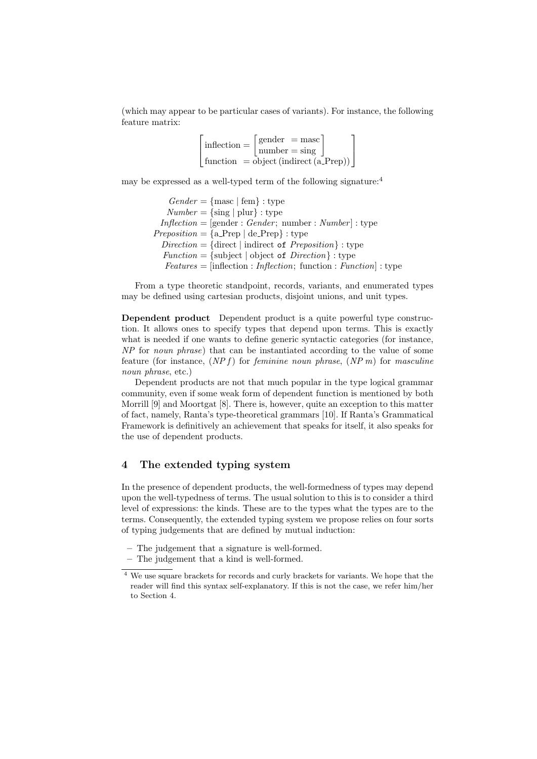(which may appear to be particular cases of variants). For instance, the following feature matrix:

$$\begin{bmatrix} \text{inflection} = \begin{bmatrix} \text{gender} &= \text{masc} \\ \text{number} &= \text{sing} \end{bmatrix} \\ \text{function} \;\; = \text{object (indirect (a\_Prep))} \end{bmatrix}$$

may be expressed as a well-typed term of the following signature:[4]

$$\begin{aligned}
\mathit{Gender} &= \{\text{masc} \mid \text{fem}\} : \text{type} \\
\mathit{Number} &= \{\text{sing} \mid \text{plur}\} : \text{type} \\
\mathit{Inflection} &= [\text{gender} : \mathit{Gender};\ \text{number} : \mathit{Number}] : \text{type} \\
\mathit{Preposition} &= \{\text{a\_Prep} \mid \text{de\_Prep}\} : \text{type} \\
\mathit{Direction} &= \{\text{direct} \mid \text{indirect } \texttt{of } \mathit{Preposition}\} : \text{type} \\
\mathit{Function} &= \{\text{subject} \mid \text{object } \texttt{of } \mathit{Direction}\} : \text{type} \\
\mathit{Features} &= [\text{inflection} : \mathit{Inflection};\ \text{function} : \mathit{Function}] : \text{type}
\end{aligned}$$

From a type theoretic standpoint, records, variants, and enumerated types may be defined using cartesian products, disjoint unions, and unit types.

**Dependent product** Dependent product is a quite powerful type construction. It allows ones to specify types that depend upon terms. This is exactly what is needed if one wants to define generic syntactic categories (for instance, *NP* for *noun phrase*) that can be instantiated according to the value of some feature (for instance, $(NP\, f)$ for *feminine noun phrase*, $(NP\, m)$ for *masculine noun phrase*, etc.)

Dependent products are not that much popular in the type logical grammar community, even if some weak form of dependent function is mentioned by both Morrill [9] and Moortgat [8]. There is, however, quite an exception to this matter of fact, namely, Ranta's type-theoretical grammars [10]. If Ranta's Grammatical Framework is definitively an achievement that speaks for itself, it also speaks for the use of dependent products.

## 4 The extended typing system

In the presence of dependent products, the well-formedness of types may depend upon the well-typedness of terms. The usual solution to this is to consider a third level of expressions: the kinds. These are to the types what the types are to the terms. Consequently, the extended typing system we propose relies on four sorts of typing judgements that are defined by mutual induction:

– The judgement that a signature is well-formed.
– The judgement that a kind is well-formed.

[4] We use square brackets for records and curly brackets for variants. We hope that the reader will find this syntax self-explanatory. If this is not the case, we refer him/her to Section 4.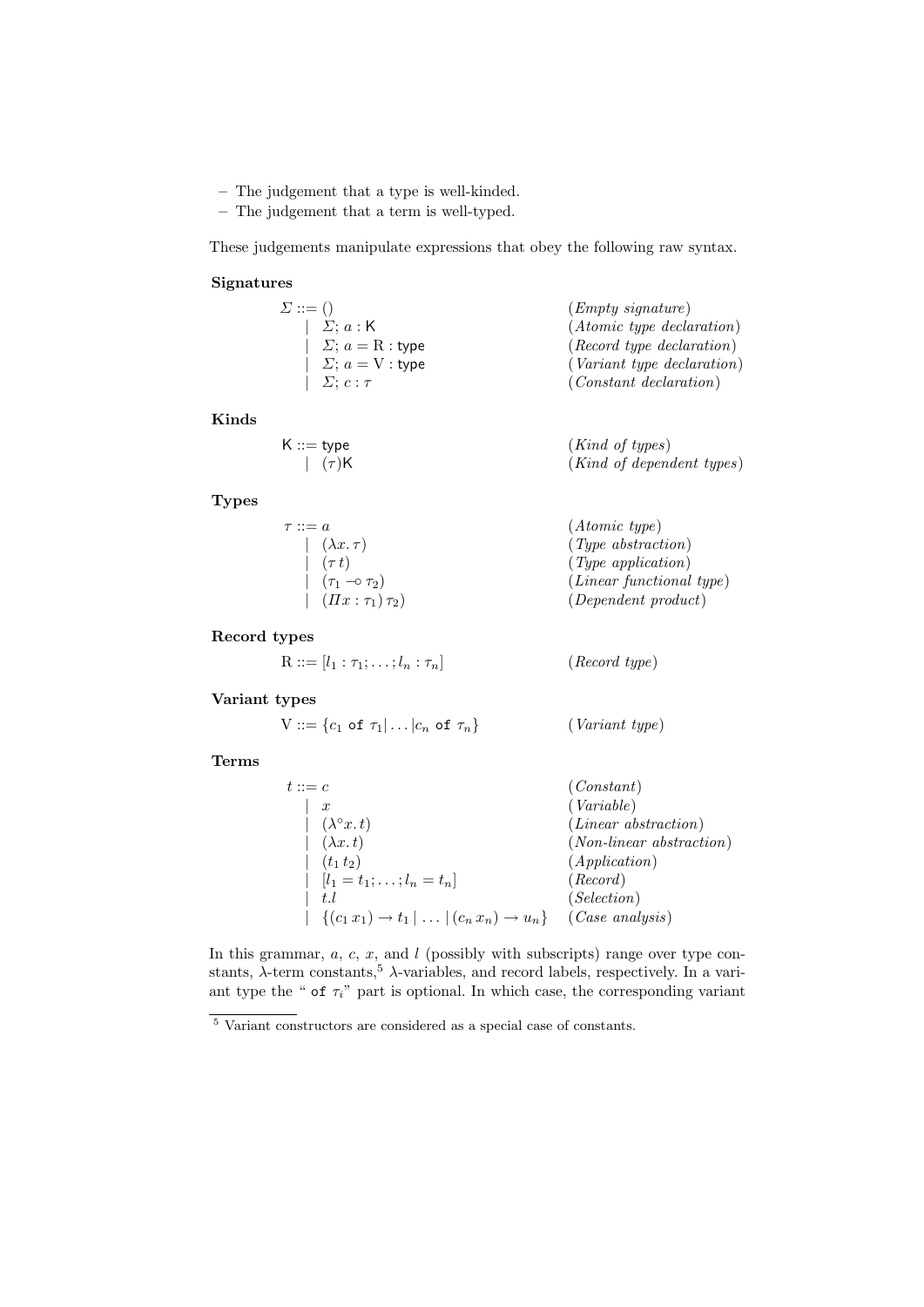– The judgement that a type is well-kinded.
– The judgement that a term is well-typed.

These judgements manipulate expressions that obey the following raw syntax.

**Signatures**

| | |
|---|---|
| $\Sigma ::= ()$ | (*Empty signature*) |
| $\quad \mid\ \Sigma;\, a : \mathsf{K}$ | (*Atomic type declaration*) |
| $\quad \mid\ \Sigma;\, a = \mathrm{R} : \mathsf{type}$ | (*Record type declaration*) |
| $\quad \mid\ \Sigma;\, a = \mathrm{V} : \mathsf{type}$ | (*Variant type declaration*) |
| $\quad \mid\ \Sigma;\, c : \tau$ | (*Constant declaration*) |

**Kinds**

| | |
|---|---|
| $\mathsf{K} ::= \mathsf{type}$ | (*Kind of types*) |
| $\quad \mid\ (\tau)\mathsf{K}$ | (*Kind of dependent types*) |

**Types**

| | |
|---|---|
| $\tau ::= a$ | (*Atomic type*) |
| $\quad \mid\ (\lambda x.\, \tau)$ | (*Type abstraction*) |
| $\quad \mid\ (\tau\, t)$ | (*Type application*) |
| $\quad \mid\ (\tau_1 \multimap \tau_2)$ | (*Linear functional type*) |
| $\quad \mid\ (\Pi x : \tau_1)\, \tau_2)$ | (*Dependent product*) |

**Record types**

| | |
|---|---|
| $\mathrm{R} ::= [l_1 : \tau_1; \ldots; l_n : \tau_n]$ | (*Record type*) |

**Variant types**

| | |
|---|---|
| $\mathrm{V} ::= \{c_1 \texttt{ of } \tau_1 \mid \ldots \mid c_n \texttt{ of } \tau_n\}$ | (*Variant type*) |

**Terms**

| | |
|---|---|
| $t ::= c$ | (*Constant*) |
| $\quad \mid\ x$ | (*Variable*) |
| $\quad \mid\ (\lambda^{\circ} x.\, t)$ | (*Linear abstraction*) |
| $\quad \mid\ (\lambda x.\, t)$ | (*Non-linear abstraction*) |
| $\quad \mid\ (t_1\, t_2)$ | (*Application*) |
| $\quad \mid\ [l_1 = t_1; \ldots; l_n = t_n]$ | (*Record*) |
| $\quad \mid\ t.l$ | (*Selection*) |
| $\quad \mid\ \{(c_1\, x_1) \rightarrow t_1 \mid \ldots \mid (c_n\, x_n) \rightarrow u_n\}$ | (*Case analysis*) |

In this grammar, $a$, $c$, $x$, and $l$ (possibly with subscripts) range over type constants, $\lambda$-term constants,[5] $\lambda$-variables, and record labels, respectively. In a variant type the " $\texttt{of}\ \tau_i$" part is optional. In which case, the corresponding variant

[5] Variant constructors are considered as a special case of constants.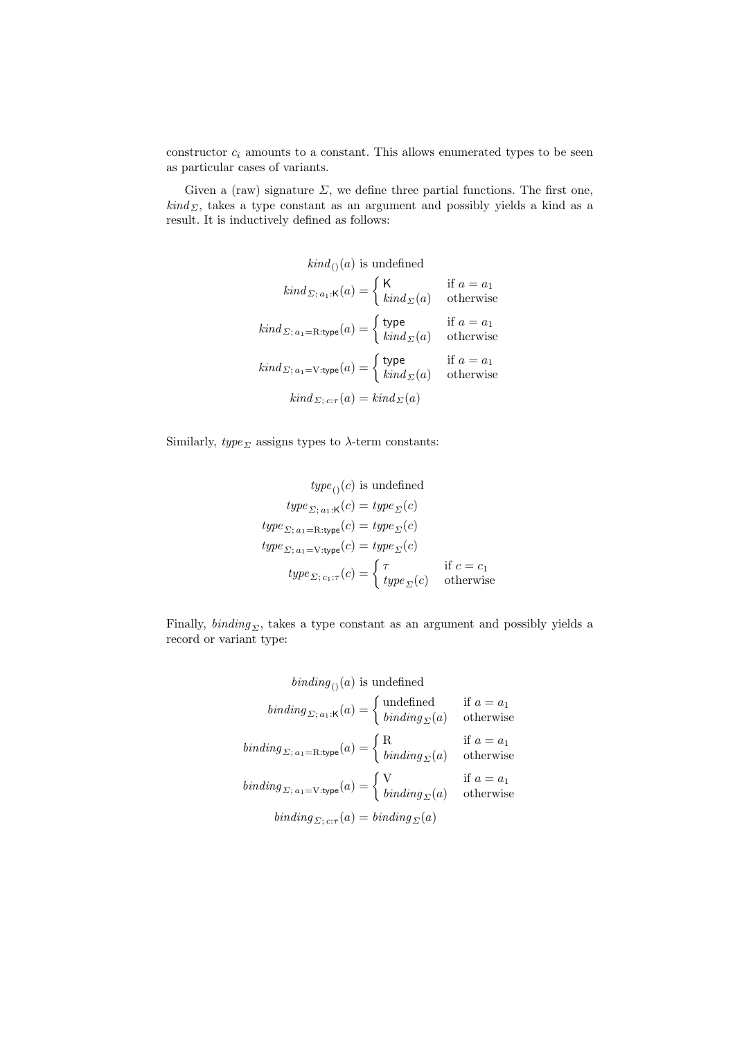constructor $c_i$ amounts to a constant. This allows enumerated types to be seen as particular cases of variants.

Given a (raw) signature $\Sigma$, we define three partial functions. The first one, $\mathit{kind}_\Sigma$, takes a type constant as an argument and possibly yields a kind as a result. It is inductively defined as follows:

$$\mathit{kind}_{()}(a) \text{ is undefined}$$

$$\mathit{kind}_{\Sigma;\, a_1:\mathsf{K}}(a) = \begin{cases} \mathsf{K} & \text{if } a = a_1 \\ \mathit{kind}_\Sigma(a) & \text{otherwise} \end{cases}$$

$$\mathit{kind}_{\Sigma;\, a_1=\mathrm{R}:\mathsf{type}}(a) = \begin{cases} \mathsf{type} & \text{if } a = a_1 \\ \mathit{kind}_\Sigma(a) & \text{otherwise} \end{cases}$$

$$\mathit{kind}_{\Sigma;\, a_1=\mathrm{V}:\mathsf{type}}(a) = \begin{cases} \mathsf{type} & \text{if } a = a_1 \\ \mathit{kind}_\Sigma(a) & \text{otherwise} \end{cases}$$

$$\mathit{kind}_{\Sigma;\, c:\tau}(a) = \mathit{kind}_\Sigma(a)$$

Similarly, $\mathit{type}_\Sigma$ assigns types to $\lambda$-term constants:

$$\mathit{type}_{()}(c) \text{ is undefined}$$

$$\mathit{type}_{\Sigma;\, a_1:\mathsf{K}}(c) = \mathit{type}_\Sigma(c)$$

$$\mathit{type}_{\Sigma;\, a_1=\mathrm{R}:\mathsf{type}}(c) = \mathit{type}_\Sigma(c)$$

$$\mathit{type}_{\Sigma;\, a_1=\mathrm{V}:\mathsf{type}}(c) = \mathit{type}_\Sigma(c)$$

$$\mathit{type}_{\Sigma;\, c_1:\tau}(c) = \begin{cases} \tau & \text{if } c = c_1 \\ \mathit{type}_\Sigma(c) & \text{otherwise} \end{cases}$$

Finally, $\mathit{binding}_\Sigma$, takes a type constant as an argument and possibly yields a record or variant type:

$$\mathit{binding}_{()}(a) \text{ is undefined}$$

$$\mathit{binding}_{\Sigma;\, a_1:\mathsf{K}}(a) = \begin{cases} \text{undefined} & \text{if } a = a_1 \\ \mathit{binding}_\Sigma(a) & \text{otherwise} \end{cases}$$

$$\mathit{binding}_{\Sigma;\, a_1=\mathrm{R}:\mathsf{type}}(a) = \begin{cases} \mathrm{R} & \text{if } a = a_1 \\ \mathit{binding}_\Sigma(a) & \text{otherwise} \end{cases}$$

$$\mathit{binding}_{\Sigma;\, a_1=\mathrm{V}:\mathsf{type}}(a) = \begin{cases} \mathrm{V} & \text{if } a = a_1 \\ \mathit{binding}_\Sigma(a) & \text{otherwise} \end{cases}$$

$$\mathit{binding}_{\Sigma;\, c:\tau}(a) = \mathit{binding}_\Sigma(a)$$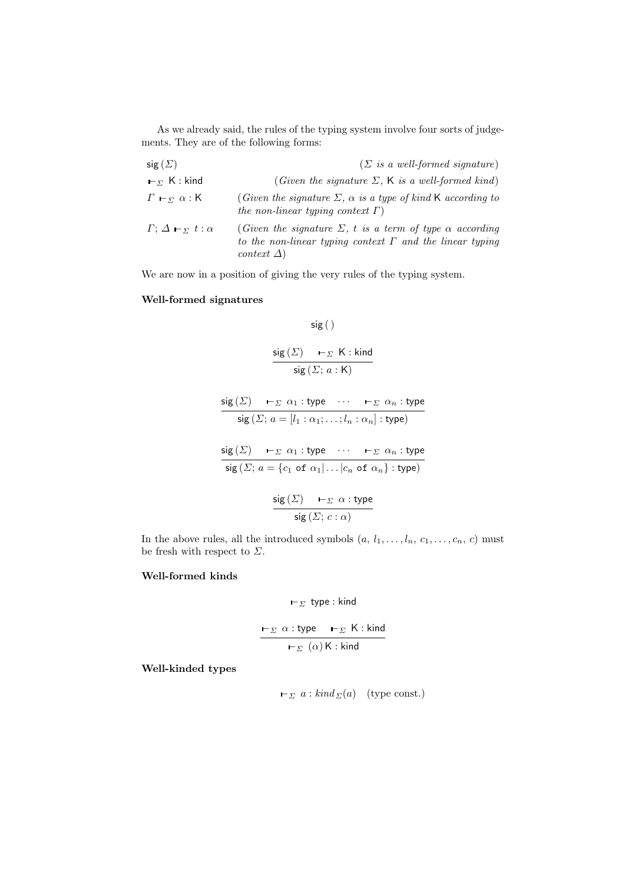As we already said, the rules of the typing system involve four sorts of judgements. They are of the following forms:

| | |
|---|---|
| $\mathsf{sig}\,(\Sigma)$ | ($\Sigma$ *is a well-formed signature*) |
| $\vdash_\Sigma \mathsf{K} : \mathsf{kind}$ | (*Given the signature* $\Sigma$, $\mathsf{K}$ *is a well-formed kind*) |
| $\Gamma \vdash_\Sigma \alpha : \mathsf{K}$ | (*Given the signature* $\Sigma$, $\alpha$ *is a type of kind* $\mathsf{K}$ *according to the non-linear typing context* $\Gamma$) |
| $\Gamma; \Delta \vdash_\Sigma t : \alpha$ | (*Given the signature* $\Sigma$, $t$ *is a term of type* $\alpha$ *according to the non-linear typing context* $\Gamma$ *and the linear typing context* $\Delta$) |

We are now in a position of giving the very rules of the typing system.

**Well-formed signatures**

$$\mathsf{sig}\,(\,)$$

$$\frac{\mathsf{sig}\,(\Sigma) \qquad \vdash_\Sigma \mathsf{K} : \mathsf{kind}}{\mathsf{sig}\,(\Sigma;\, a : \mathsf{K})}$$

$$\frac{\mathsf{sig}\,(\Sigma) \qquad \vdash_\Sigma \alpha_1 : \mathsf{type} \quad \cdots \quad \vdash_\Sigma \alpha_n : \mathsf{type}}{\mathsf{sig}\,(\Sigma;\, a = [l_1 : \alpha_1; \ldots ; l_n : \alpha_n] : \mathsf{type})}$$

$$\frac{\mathsf{sig}\,(\Sigma) \qquad \vdash_\Sigma \alpha_1 : \mathsf{type} \quad \cdots \quad \vdash_\Sigma \alpha_n : \mathsf{type}}{\mathsf{sig}\,(\Sigma;\, a = \{c_1 \texttt{ of } \alpha_1 | \ldots | c_n \texttt{ of } \alpha_n\} : \mathsf{type})}$$

$$\frac{\mathsf{sig}\,(\Sigma) \qquad \vdash_\Sigma \alpha : \mathsf{type}}{\mathsf{sig}\,(\Sigma;\, c : \alpha)}$$

In the above rules, all the introduced symbols ($a$, $l_1, \ldots, l_n$, $c_1, \ldots, c_n$, $c$) must be fresh with respect to $\Sigma$.

**Well-formed kinds**

$$\vdash_\Sigma \mathsf{type} : \mathsf{kind}$$

$$\frac{\vdash_\Sigma \alpha : \mathsf{type} \qquad \vdash_\Sigma \mathsf{K} : \mathsf{kind}}{\vdash_\Sigma (\alpha)\,\mathsf{K} : \mathsf{kind}}$$

**Well-kinded types**

$$\vdash_\Sigma a : \mathit{kind}_\Sigma(a) \quad \text{(type const.)}$$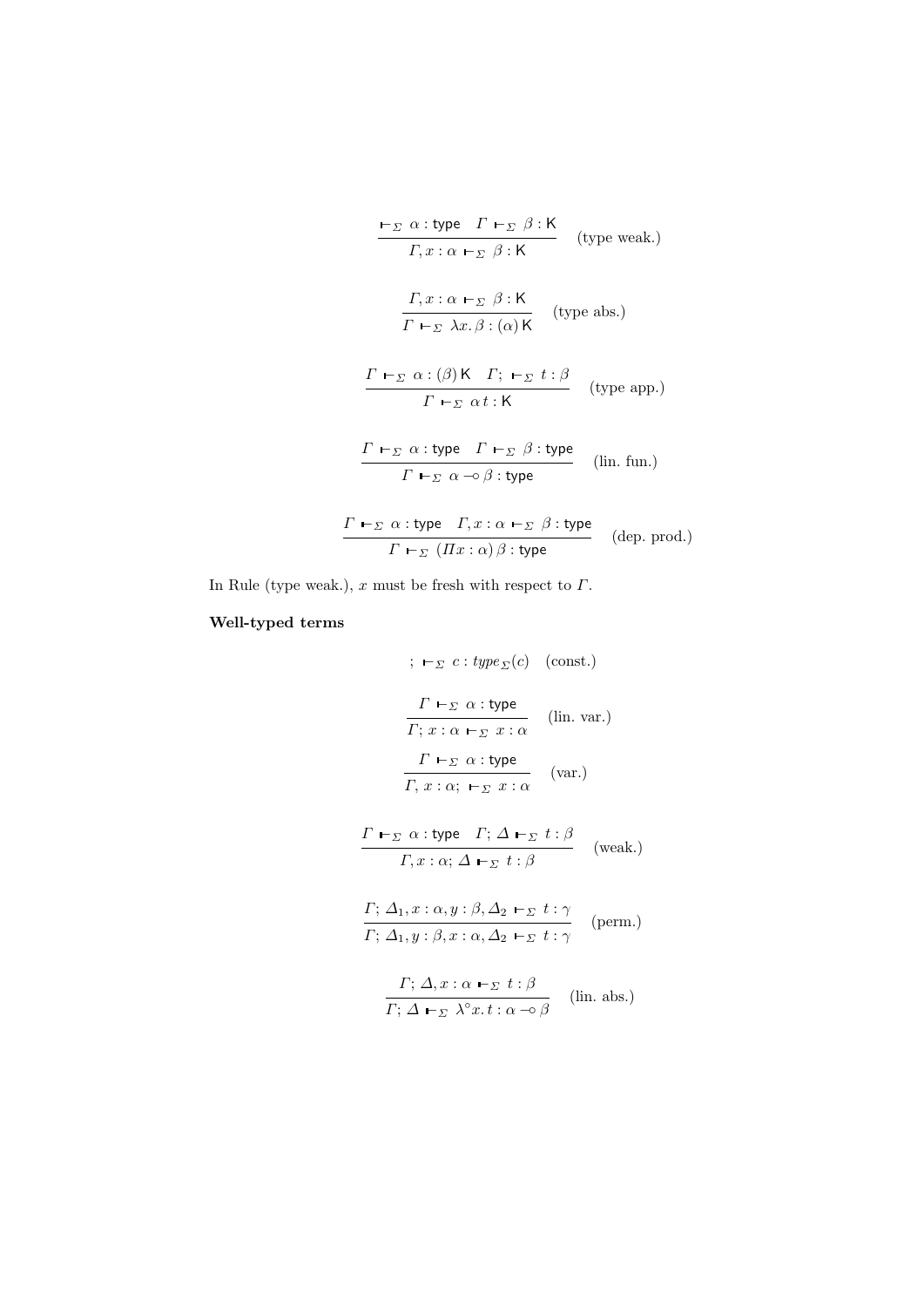$$\frac{\vdash_\Sigma \alpha : \mathsf{type} \quad \Gamma \vdash_\Sigma \beta : \mathsf{K}}{\Gamma, x : \alpha \vdash_\Sigma \beta : \mathsf{K}} \quad \text{(type weak.)}$$

$$\frac{\Gamma, x : \alpha \vdash_\Sigma \beta : \mathsf{K}}{\Gamma \vdash_\Sigma \lambda x. \beta : (\alpha)\, \mathsf{K}} \quad \text{(type abs.)}$$

$$\frac{\Gamma \vdash_\Sigma \alpha : (\beta)\, \mathsf{K} \quad \Gamma;\ \vdash_\Sigma t : \beta}{\Gamma \vdash_\Sigma \alpha\, t : \mathsf{K}} \quad \text{(type app.)}$$

$$\frac{\Gamma \vdash_\Sigma \alpha : \mathsf{type} \quad \Gamma \vdash_\Sigma \beta : \mathsf{type}}{\Gamma \vdash_\Sigma \alpha \multimap \beta : \mathsf{type}} \quad \text{(lin. fun.)}$$

$$\frac{\Gamma \vdash_\Sigma \alpha : \mathsf{type} \quad \Gamma, x : \alpha \vdash_\Sigma \beta : \mathsf{type}}{\Gamma \vdash_\Sigma (\Pi x : \alpha)\, \beta : \mathsf{type}} \quad \text{(dep. prod.)}$$

In Rule (type weak.), $x$ must be fresh with respect to $\Gamma$.

**Well-typed terms**

$$;\ \vdash_\Sigma c : \mathit{type}_\Sigma(c) \quad \text{(const.)}$$

$$\frac{\Gamma \vdash_\Sigma \alpha : \mathsf{type}}{\Gamma;\ x : \alpha \vdash_\Sigma x : \alpha} \quad \text{(lin. var.)}$$

$$\frac{\Gamma \vdash_\Sigma \alpha : \mathsf{type}}{\Gamma,\ x : \alpha;\ \vdash_\Sigma x : \alpha} \quad \text{(var.)}$$

$$\frac{\Gamma \vdash_\Sigma \alpha : \mathsf{type} \quad \Gamma;\ \Delta \vdash_\Sigma t : \beta}{\Gamma, x : \alpha;\ \Delta \vdash_\Sigma t : \beta} \quad \text{(weak.)}$$

$$\frac{\Gamma;\ \Delta_1, x : \alpha, y : \beta, \Delta_2 \vdash_\Sigma t : \gamma}{\Gamma;\ \Delta_1, y : \beta, x : \alpha, \Delta_2 \vdash_\Sigma t : \gamma} \quad \text{(perm.)}$$

$$\frac{\Gamma;\ \Delta, x : \alpha \vdash_\Sigma t : \beta}{\Gamma;\ \Delta \vdash_\Sigma \lambda^\circ x. t : \alpha \multimap \beta} \quad \text{(lin. abs.)}$$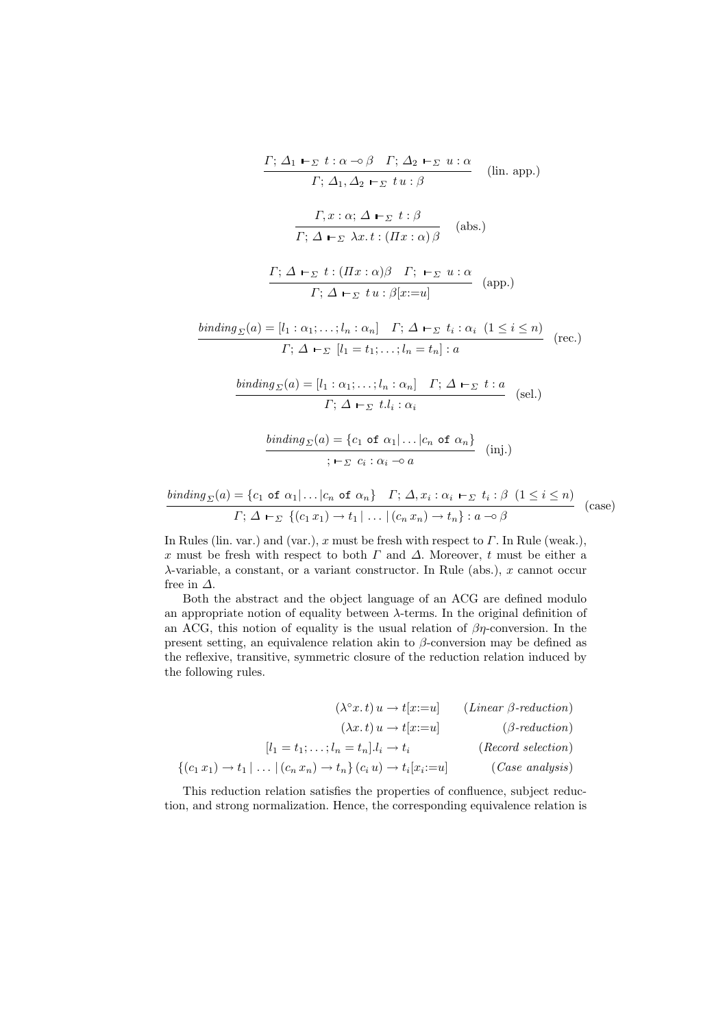$$\frac{\Gamma;\, \Delta_1 \vdash_\Sigma t : \alpha \multimap \beta \quad \Gamma;\, \Delta_2 \vdash_\Sigma u : \alpha}{\Gamma;\, \Delta_1, \Delta_2 \vdash_\Sigma t\, u : \beta} \quad \text{(lin. app.)}$$

$$\frac{\Gamma, x : \alpha;\, \Delta \vdash_\Sigma t : \beta}{\Gamma;\, \Delta \vdash_\Sigma \lambda x.\, t : (\Pi x : \alpha)\, \beta} \quad \text{(abs.)}$$

$$\frac{\Gamma;\, \Delta \vdash_\Sigma t : (\Pi x : \alpha)\beta \quad \Gamma;\, \vdash_\Sigma u : \alpha}{\Gamma;\, \Delta \vdash_\Sigma t\, u : \beta[x{:=}u]} \quad \text{(app.)}$$

$$\frac{\mathit{binding}_\Sigma(a) = [l_1 : \alpha_1; \ldots ; l_n : \alpha_n] \quad \Gamma;\, \Delta \vdash_\Sigma t_i : \alpha_i \;\; (1 \le i \le n)}{\Gamma;\, \Delta \vdash_\Sigma [l_1 = t_1; \ldots ; l_n = t_n] : a} \quad \text{(rec.)}$$

$$\frac{\mathit{binding}_\Sigma(a) = [l_1 : \alpha_1; \ldots ; l_n : \alpha_n] \quad \Gamma;\, \Delta \vdash_\Sigma t : a}{\Gamma;\, \Delta \vdash_\Sigma t.l_i : \alpha_i} \quad \text{(sel.)}$$

$$\frac{\mathit{binding}_\Sigma(a) = \{c_1 \;\texttt{of}\; \alpha_1 | \ldots | c_n \;\texttt{of}\; \alpha_n\}}{;\, \vdash_\Sigma c_i : \alpha_i \multimap a} \quad \text{(inj.)}$$

$$\frac{\mathit{binding}_\Sigma(a) = \{c_1 \;\texttt{of}\; \alpha_1 | \ldots | c_n \;\texttt{of}\; \alpha_n\} \quad \Gamma;\, \Delta, x_i : \alpha_i \vdash_\Sigma t_i : \beta \;\; (1 \le i \le n)}{\Gamma;\, \Delta \vdash_\Sigma \{(c_1\, x_1) \to t_1 \,|\, \ldots \,|\, (c_n\, x_n) \to t_n\} : a \multimap \beta} \quad \text{(case)}$$

In Rules (lin. var.) and (var.), $x$ must be fresh with respect to $\Gamma$. In Rule (weak.), $x$ must be fresh with respect to both $\Gamma$ and $\Delta$. Moreover, $t$ must be either a $\lambda$-variable, a constant, or a variant constructor. In Rule (abs.), $x$ cannot occur free in $\Delta$.

Both the abstract and the object language of an ACG are defined modulo an appropriate notion of equality between $\lambda$-terms. In the original definition of an ACG, this notion of equality is the usual relation of $\beta\eta$-conversion. In the present setting, an equivalence relation akin to $\beta$-conversion may be defined as the reflexive, transitive, symmetric closure of the reduction relation induced by the following rules.

$$\begin{array}{rlr}
(\lambda^\circ x.\, t)\, u & \to t[x{:=}u] & \textit{(Linear } \beta\textit{-reduction)} \\
(\lambda x.\, t)\, u & \to t[x{:=}u] & (\beta\textit{-reduction}) \\
[l_1 = t_1; \ldots ; l_n = t_n].l_i & \to t_i & \textit{(Record selection)} \\
\{(c_1\, x_1) \to t_1 \,|\, \ldots \,|\, (c_n\, x_n) \to t_n\}\, (c_i\, u) & \to t_i[x_i{:=}u] & \textit{(Case analysis)}
\end{array}$$

This reduction relation satisfies the properties of confluence, subject reduction, and strong normalization. Hence, the corresponding equivalence relation is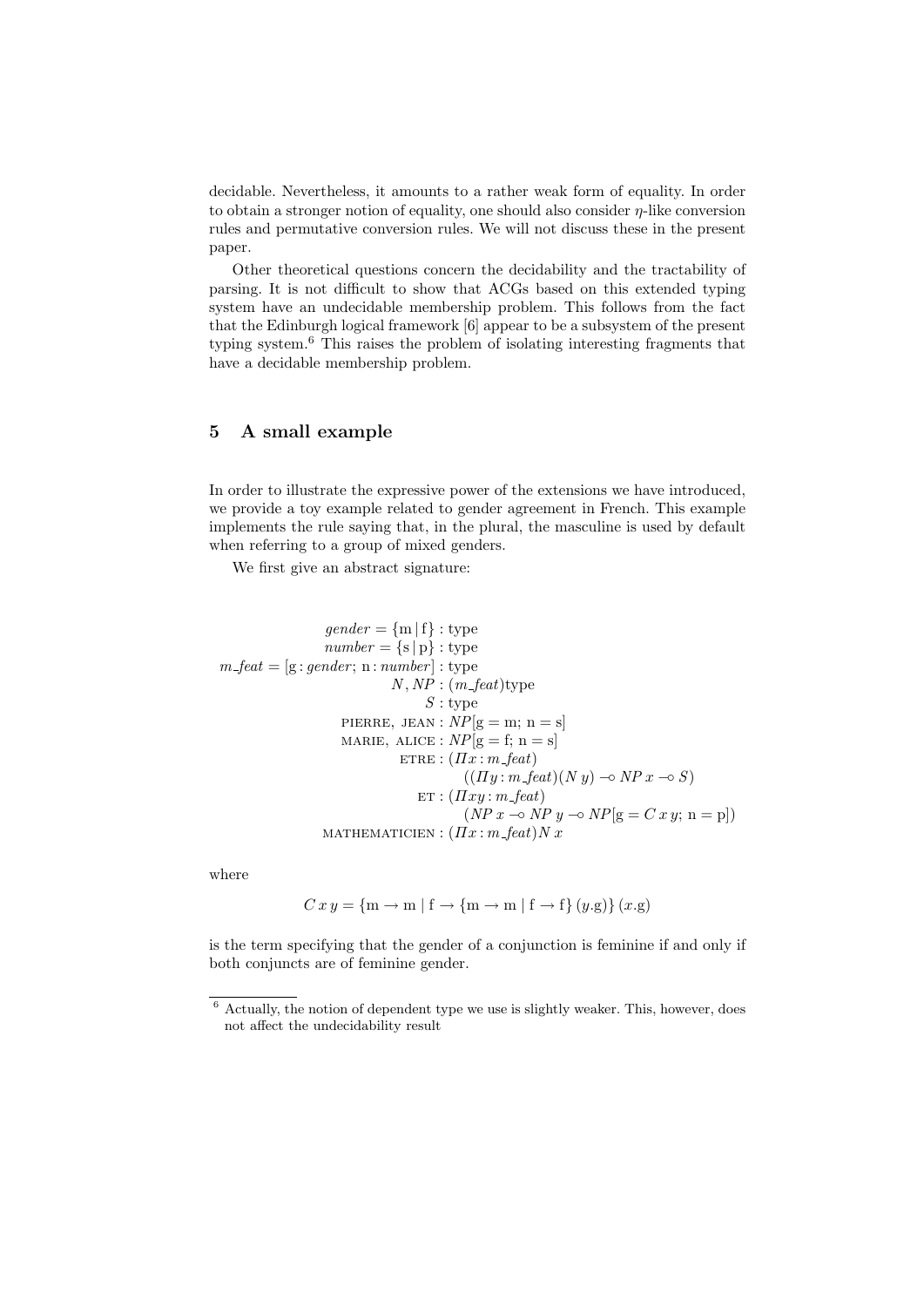decidable. Nevertheless, it amounts to a rather weak form of equality. In order to obtain a stronger notion of equality, one should also consider $\eta$-like conversion rules and permutative conversion rules. We will not discuss these in the present paper.

Other theoretical questions concern the decidability and the tractability of parsing. It is not difficult to show that ACGs based on this extended typing system have an undecidable membership problem. This follows from the fact that the Edinburgh logical framework [6] appear to be a subsystem of the present typing system.[6] This raises the problem of isolating interesting fragments that have a decidable membership problem.

## 5 A small example

In order to illustrate the expressive power of the extensions we have introduced, we provide a toy example related to gender agreement in French. This example implements the rule saying that, in the plural, the masculine is used by default when referring to a group of mixed genders.

We first give an abstract signature:

$$
\begin{aligned}
\mathit{gender} = \{\mathrm{m} \mid \mathrm{f}\} &: \mathrm{type} \\
\mathit{number} = \{\mathrm{s} \mid \mathrm{p}\} &: \mathrm{type} \\
\mathit{m\_feat} = [\mathrm{g} : \mathit{gender};\ \mathrm{n} : \mathit{number}] &: \mathrm{type} \\
N, \mathit{NP} &: (\mathit{m\_feat})\mathrm{type} \\
S &: \mathrm{type} \\
\textsc{pierre},\ \textsc{jean} &: \mathit{NP}[\mathrm{g} = \mathrm{m};\ \mathrm{n} = \mathrm{s}] \\
\textsc{marie},\ \textsc{alice} &: \mathit{NP}[\mathrm{g} = \mathrm{f};\ \mathrm{n} = \mathrm{s}] \\
\textsc{etre} &: (\Pi x : \mathit{m\_feat}) \\
&\quad\ ((\Pi y : \mathit{m\_feat})(N\ y) \multimap \mathit{NP}\ x \multimap S) \\
\textsc{et} &: (\Pi x y : \mathit{m\_feat}) \\
&\quad\ (\mathit{NP}\ x \multimap \mathit{NP}\ y \multimap \mathit{NP}[\mathrm{g} = C\ x\ y;\ \mathrm{n} = \mathrm{p}]) \\
\textsc{mathematicien} &: (\Pi x : \mathit{m\_feat}) N\ x
\end{aligned}
$$

where

$$
C\ x\ y = \{\mathrm{m} \rightarrow \mathrm{m} \mid \mathrm{f} \rightarrow \{\mathrm{m} \rightarrow \mathrm{m} \mid \mathrm{f} \rightarrow \mathrm{f}\}\,(y.\mathrm{g})\}\,(x.\mathrm{g})
$$

is the term specifying that the gender of a conjunction is feminine if and only if both conjuncts are of feminine gender.

[6] Actually, the notion of dependent type we use is slightly weaker. This, however, does not affect the undecidability result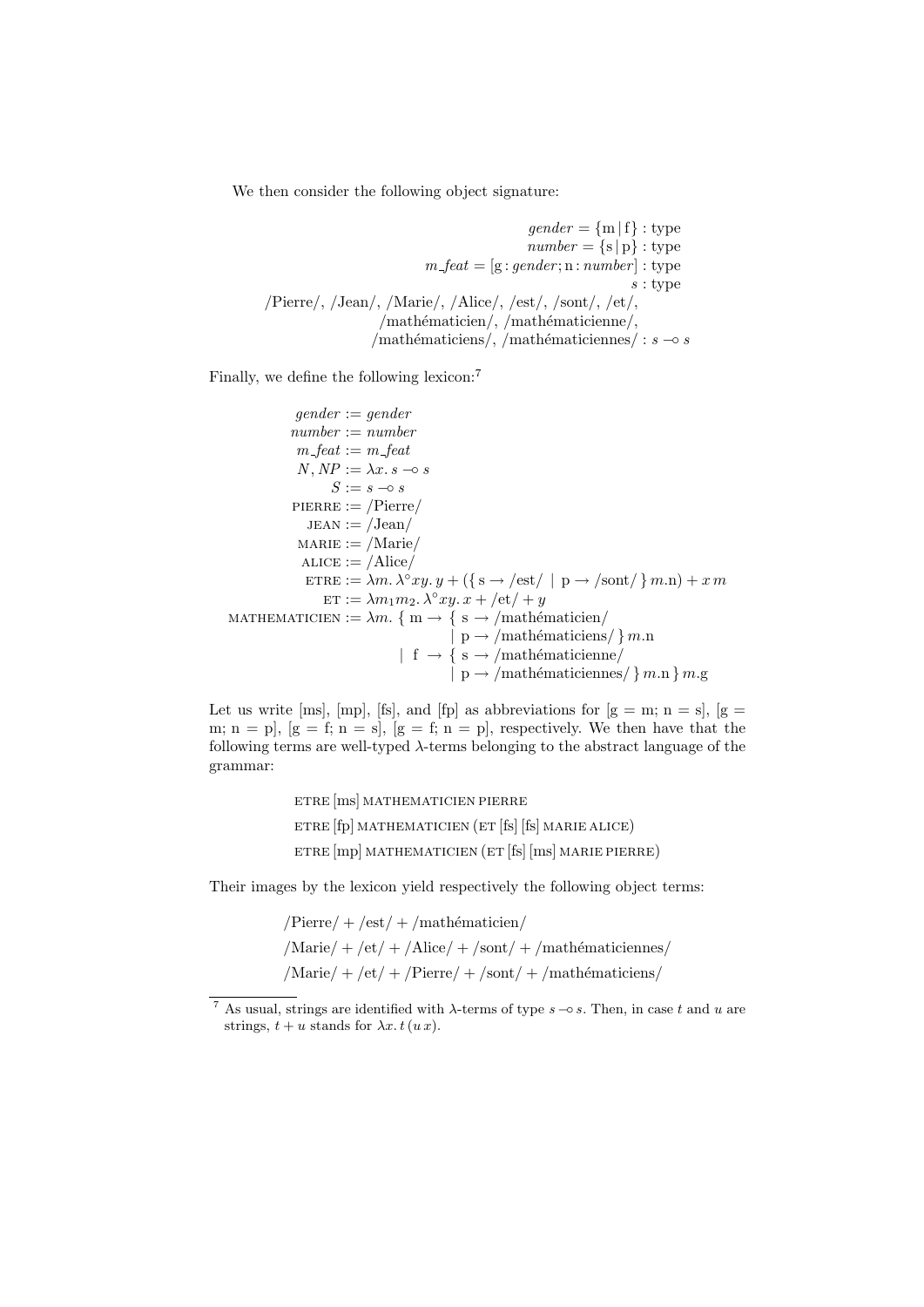We then consider the following object signature:

$$
\begin{aligned}
\mathit{gender} = \{\mathrm{m} \,|\, \mathrm{f}\} &: \mathrm{type}\\
\mathit{number} = \{\mathrm{s} \,|\, \mathrm{p}\} &: \mathrm{type}\\
\mathit{m\_feat} = [\mathrm{g} : \mathit{gender}; \mathrm{n} : \mathit{number}] &: \mathrm{type}\\
s &: \mathrm{type}\\
\text{/Pierre/, /Jean/, /Marie/, /Alice/, /est/, /sont/, /et/,}&\\
\text{/mathématicien/, /mathématicienne/,}&\\
\text{/mathématiciens/, /mathématiciennes/} &: s \multimap s
\end{aligned}
$$

Finally, we define the following lexicon:[7]

$$
\begin{aligned}
\mathit{gender} &:= \mathit{gender}\\
\mathit{number} &:= \mathit{number}\\
\mathit{m\_feat} &:= \mathit{m\_feat}\\
N, NP &:= \lambda x.\, s \multimap s\\
S &:= s \multimap s\\
\textsc{pierre} &:= \text{/Pierre/}\\
\textsc{jean} &:= \text{/Jean/}\\
\textsc{marie} &:= \text{/Marie/}\\
\textsc{alice} &:= \text{/Alice/}\\
\textsc{etre} &:= \lambda m.\, \lambda^{\circ} xy.\, y + (\{\, \mathrm{s} \rightarrow \text{/est/} \mid \mathrm{p} \rightarrow \text{/sont/} \,\}\, m.\mathrm{n}) + x\, m\\
\textsc{et} &:= \lambda m_1 m_2.\, \lambda^{\circ} xy.\, x + \text{/et/} + y\\
\textsc{mathematicien} &:= \lambda m.\, \{\, \mathrm{m} \rightarrow \{\, \mathrm{s} \rightarrow \text{/mathématicien/}\\
&\qquad\qquad\qquad \mid \mathrm{p} \rightarrow \text{/mathématiciens/} \,\}\, m.\mathrm{n}\\
&\qquad\quad \mid \mathrm{f} \rightarrow \{\, \mathrm{s} \rightarrow \text{/mathématicienne/}\\
&\qquad\qquad\qquad \mid \mathrm{p} \rightarrow \text{/mathématiciennes/} \,\}\, m.\mathrm{n} \,\}\, m.\mathrm{g}
\end{aligned}
$$

Let us write [ms], [mp], [fs], and [fp] as abbreviations for [g = m; n = s], [g = m; n = p], [g = f; n = s], [g = f; n = p], respectively. We then have that the following terms are well-typed λ-terms belonging to the abstract language of the grammar:

$$
\begin{aligned}
&\textsc{etre}\, [\mathrm{ms}]\, \textsc{mathematicien}\, \textsc{pierre}\\
&\textsc{etre}\, [\mathrm{fp}]\, \textsc{mathematicien}\, (\textsc{et}\, [\mathrm{fs}]\, [\mathrm{fs}]\, \textsc{marie}\, \textsc{alice})\\
&\textsc{etre}\, [\mathrm{mp}]\, \textsc{mathematicien}\, (\textsc{et}\, [\mathrm{fs}]\, [\mathrm{ms}]\, \textsc{marie}\, \textsc{pierre})
\end{aligned}
$$

Their images by the lexicon yield respectively the following object terms:

$$
\begin{aligned}
&\text{/Pierre/} + \text{/est/} + \text{/mathématicien/}\\
&\text{/Marie/} + \text{/et/} + \text{/Alice/} + \text{/sont/} + \text{/mathématiciennes/}\\
&\text{/Marie/} + \text{/et/} + \text{/Pierre/} + \text{/sont/} + \text{/mathématiciens/}
\end{aligned}
$$

---

[7] As usual, strings are identified with λ-terms of type $s \multimap s$. Then, in case $t$ and $u$ are strings, $t + u$ stands for $\lambda x.\, t\,(u\, x)$.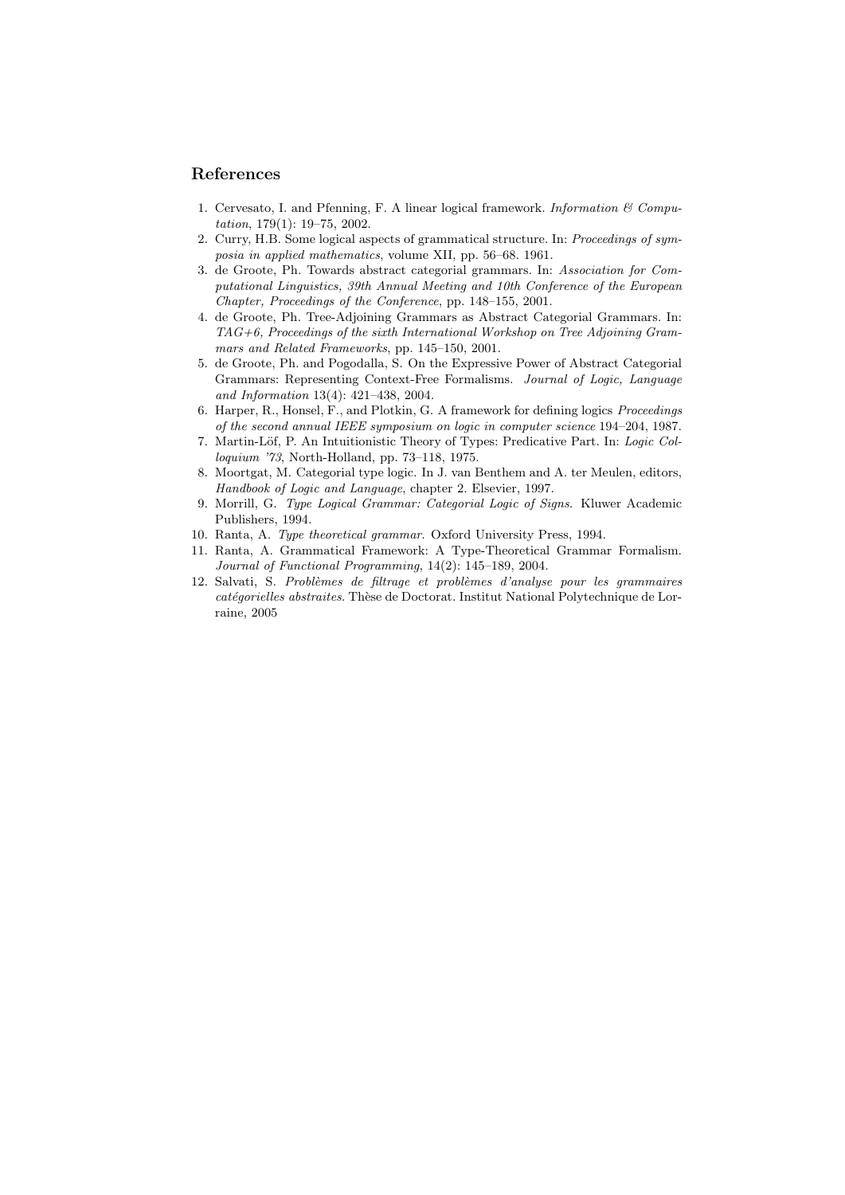## References

1. Cervesato, I. and Pfenning, F. A linear logical framework. *Information & Computation*, 179(1): 19–75, 2002.
2. Curry, H.B. Some logical aspects of grammatical structure. In: *Proceedings of symposia in applied mathematics*, volume XII, pp. 56–68. 1961.
3. de Groote, Ph. Towards abstract categorial grammars. In: *Association for Computational Linguistics, 39th Annual Meeting and 10th Conference of the European Chapter, Proceedings of the Conference*, pp. 148–155, 2001.
4. de Groote, Ph. Tree-Adjoining Grammars as Abstract Categorial Grammars. In: *TAG+6, Proceedings of the sixth International Workshop on Tree Adjoining Grammars and Related Frameworks*, pp. 145–150, 2001.
5. de Groote, Ph. and Pogodalla, S. On the Expressive Power of Abstract Categorial Grammars: Representing Context-Free Formalisms. *Journal of Logic, Language and Information* 13(4): 421–438, 2004.
6. Harper, R., Honsel, F., and Plotkin, G. A framework for defining logics *Proceedings of the second annual IEEE symposium on logic in computer science* 194–204, 1987.
7. Martin-Löf, P. An Intuitionistic Theory of Types: Predicative Part. In: *Logic Colloquium '73*, North-Holland, pp. 73–118, 1975.
8. Moortgat, M. Categorial type logic. In J. van Benthem and A. ter Meulen, editors, *Handbook of Logic and Language*, chapter 2. Elsevier, 1997.
9. Morrill, G. *Type Logical Grammar: Categorial Logic of Signs*. Kluwer Academic Publishers, 1994.
10. Ranta, A. *Type theoretical grammar*. Oxford University Press, 1994.
11. Ranta, A. Grammatical Framework: A Type-Theoretical Grammar Formalism. *Journal of Functional Programming*, 14(2): 145–189, 2004.
12. Salvati, S. *Problèmes de filtrage et problèmes d'analyse pour les grammaires catégorielles abstraites*. Thèse de Doctorat. Institut National Polytechnique de Lorraine, 2005